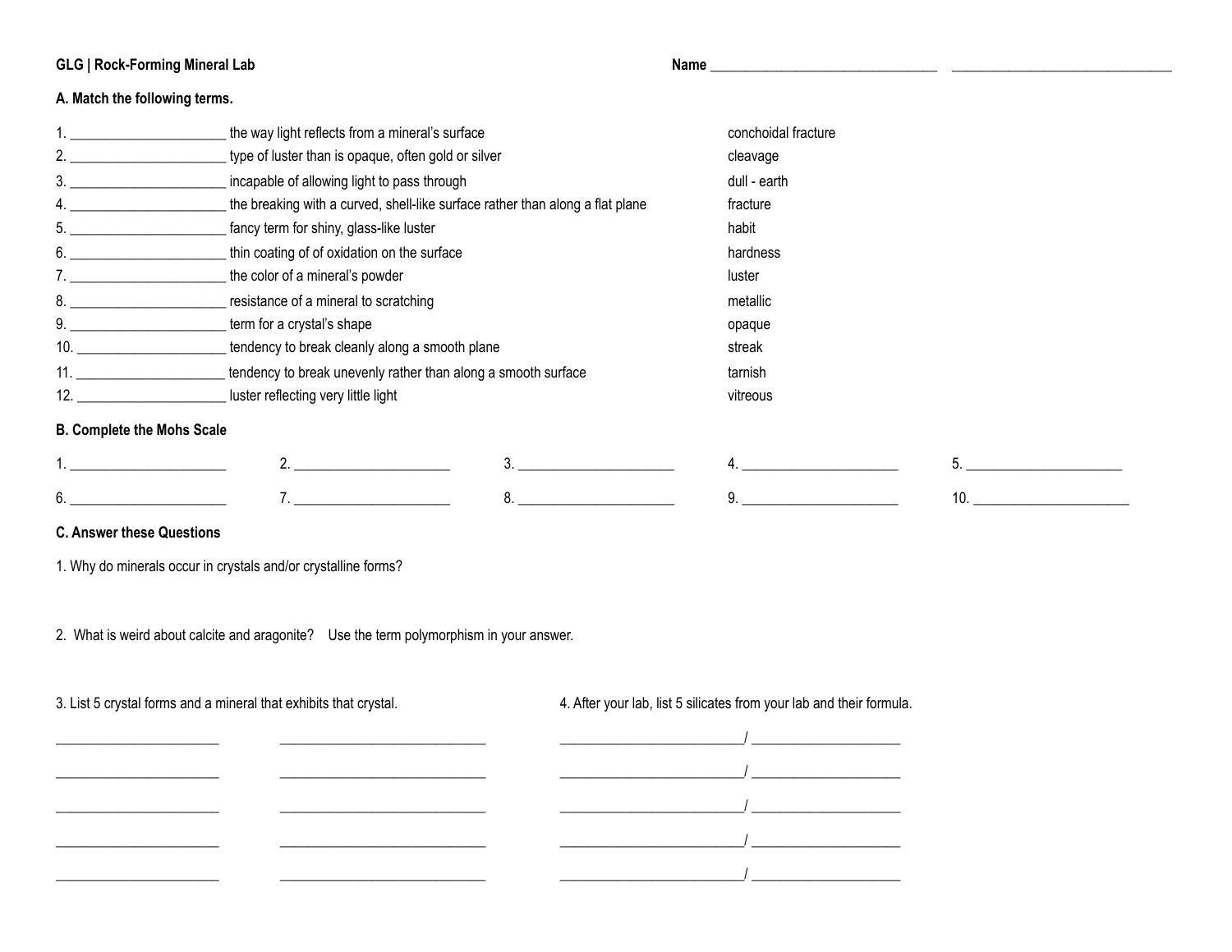**GLG | Rock-Forming Mineral Lab**

Name ________________________________ ________________________________

## A. Match the following terms.

| | | |
|---|---|---|
| 1. ______________________ | the way light reflects from a mineral's surface | conchoidal fracture |
| 2. ______________________ | type of luster than is opaque, often gold or silver | cleavage |
| 3. ______________________ | incapable of allowing light to pass through | dull - earth |
| 4. ______________________ | the breaking with a curved, shell-like surface rather than along a flat plane | fracture |
| 5. ______________________ | fancy term for shiny, glass-like luster | habit |
| 6. ______________________ | thin coating of of oxidation on the surface | hardness |
| 7. ______________________ | the color of a mineral's powder | luster |
| 8. ______________________ | resistance of a mineral to scratching | metallic |
| 9. ______________________ | term for a crystal's shape | opaque |
| 10. _____________________ | tendency to break cleanly along a smooth plane | streak |
| 11. _____________________ | tendency to break unevenly rather than along a smooth surface | tarnish |
| 12. _____________________ | luster reflecting very little light | vitreous |

## B. Complete the Mohs Scale

1. ______________________ 2. ______________________ 3. ______________________ 4. ______________________ 5. ______________________

6. ______________________ 7. ______________________ 8. ______________________ 9. ______________________ 10. ______________________

## C. Answer these Questions

1. Why do minerals occur in crystals and/or crystalline forms?

2. What is weird about calcite and aragonite? Use the term polymorphism in your answer.

3. List 5 crystal forms and a mineral that exhibits that crystal.

| | |
|---|---|
| ______________________ | ____________________________ |
| ______________________ | ____________________________ |
| ______________________ | ____________________________ |
| ______________________ | ____________________________ |
| ______________________ | ____________________________ |

4. After your lab, list 5 silicates from your lab and their formula.

__________________________/ ____________________

__________________________/ ____________________

__________________________/ ____________________

__________________________/ ____________________

__________________________/ ____________________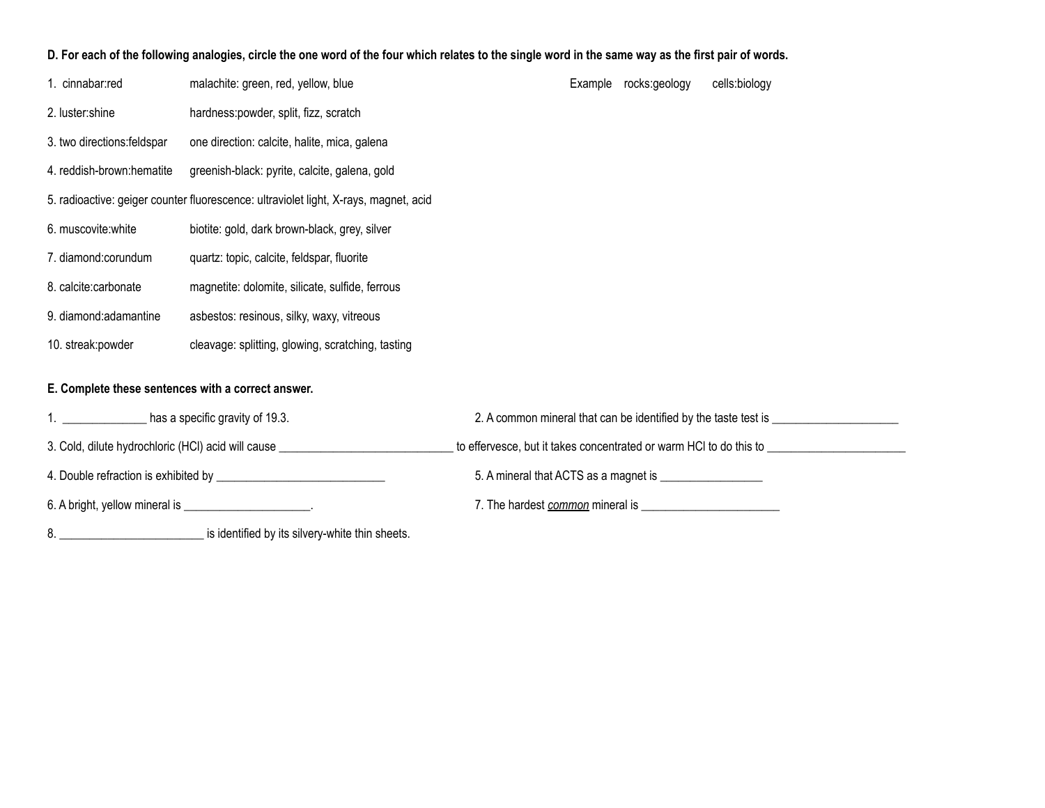**D. For each of the following analogies, circle the one word of the four which relates to the single word in the same way as the first pair of words.**

Example rocks:geology cells:biology

1. cinnabar:red malachite: green, red, yellow, blue
2. luster:shine hardness:powder, split, fizz, scratch
3. two directions:feldspar one direction: calcite, halite, mica, galena
4. reddish-brown:hematite greenish-black: pyrite, calcite, galena, gold
5. radioactive: geiger counter fluorescence: ultraviolet light, X-rays, magnet, acid
6. muscovite:white biotite: gold, dark brown-black, grey, silver
7. diamond:corundum quartz: topic, calcite, feldspar, fluorite
8. calcite:carbonate magnetite: dolomite, silicate, sulfide, ferrous
9. diamond:adamantine asbestos: resinous, silky, waxy, vitreous
10. streak:powder cleavage: splitting, glowing, scratching, tasting

**E. Complete these sentences with a correct answer.**

1. ______________ has a specific gravity of 19.3.

2. A common mineral that can be identified by the taste test is _____________________

3. Cold, dilute hydrochloric (HCl) acid will cause _____________________________ to effervesce, but it takes concentrated or warm HCl to do this to _______________________

4. Double refraction is exhibited by ____________________________

5. A mineral that ACTS as a magnet is _________________

6. A bright, yellow mineral is _____________________.

7. The hardest *common* mineral is _______________________

8. ________________________ is identified by its silvery-white thin sheets.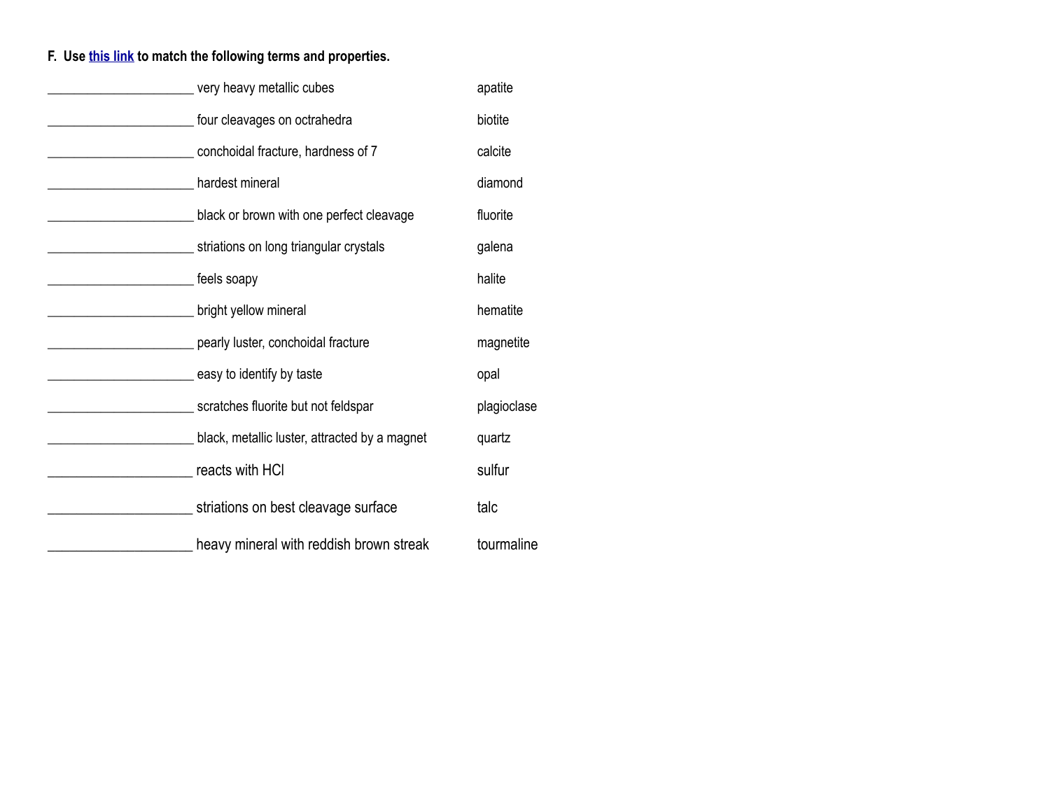**F. Use this link to match the following terms and properties.**

| | | |
|---|---|---|
| ______________________ | very heavy metallic cubes | apatite |
| ______________________ | four cleavages on octrahedra | biotite |
| ______________________ | conchoidal fracture, hardness of 7 | calcite |
| ______________________ | hardest mineral | diamond |
| ______________________ | black or brown with one perfect cleavage | fluorite |
| ______________________ | striations on long triangular crystals | galena |
| ______________________ | feels soapy | halite |
| ______________________ | bright yellow mineral | hematite |
| ______________________ | pearly luster, conchoidal fracture | magnetite |
| ______________________ | easy to identify by taste | opal |
| ______________________ | scratches fluorite but not feldspar | plagioclase |
| ______________________ | black, metallic luster, attracted by a magnet | quartz |
| ______________________ | reacts with HCl | sulfur |
| ______________________ | striations on best cleavage surface | talc |
| ______________________ | heavy mineral with reddish brown streak | tourmaline |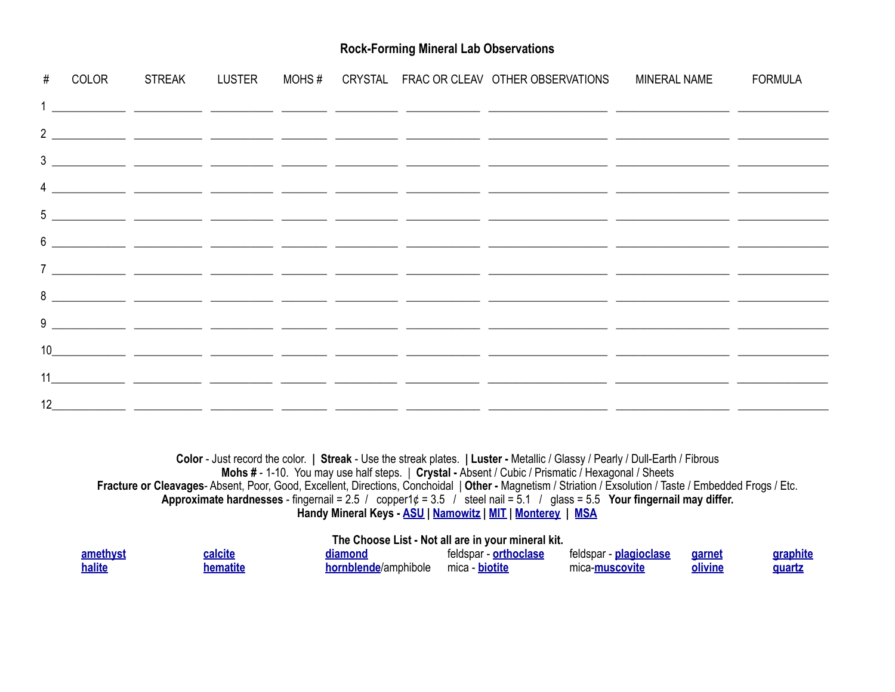## Rock-Forming Mineral Lab Observations

| # | COLOR | STREAK | LUSTER | MOHS # | CRYSTAL | FRAC OR CLEAV | OTHER OBSERVATIONS | MINERAL NAME | FORMULA |
|---|---|---|---|---|---|---|---|---|---|
| 1 | | | | | | | | | |
| 2 | | | | | | | | | |
| 3 | | | | | | | | | |
| 4 | | | | | | | | | |
| 5 | | | | | | | | | |
| 6 | | | | | | | | | |
| 7 | | | | | | | | | |
| 8 | | | | | | | | | |
| 9 | | | | | | | | | |
| 10 | | | | | | | | | |
| 11 | | | | | | | | | |
| 12 | | | | | | | | | |

**Color** - Just record the color. **|** **Streak** - Use the streak plates. **| Luster -** Metallic / Glassy / Pearly / Dull-Earth / Fibrous
**Mohs #** - 1-10. You may use half steps. | **Crystal -** Absent / Cubic / Prismatic / Hexagonal / Sheets
**Fracture or Cleavages**- Absent, Poor, Good, Excellent, Directions, Conchoidal | **Other -** Magnetism / Striation / Exsolution / Taste / Embedded Frogs / Etc.
**Approximate hardnesses** - fingernail = 2.5 / copper1¢ = 3.5 / steel nail = 5.1 / glass = 5.5 **Your fingernail may differ.**
**Handy Mineral Keys - ASU | Namowitz | MIT | Monterey | MSA**

**The Choose List - Not all are in your mineral kit.**

| | | | | | | |
|---|---|---|---|---|---|---|
| amethyst | calcite | diamond | feldspar - orthoclase | feldspar - plagioclase | garnet | graphite |
| halite | hematite | hornblende/amphibole | mica - biotite | mica-muscovite | olivine | quartz |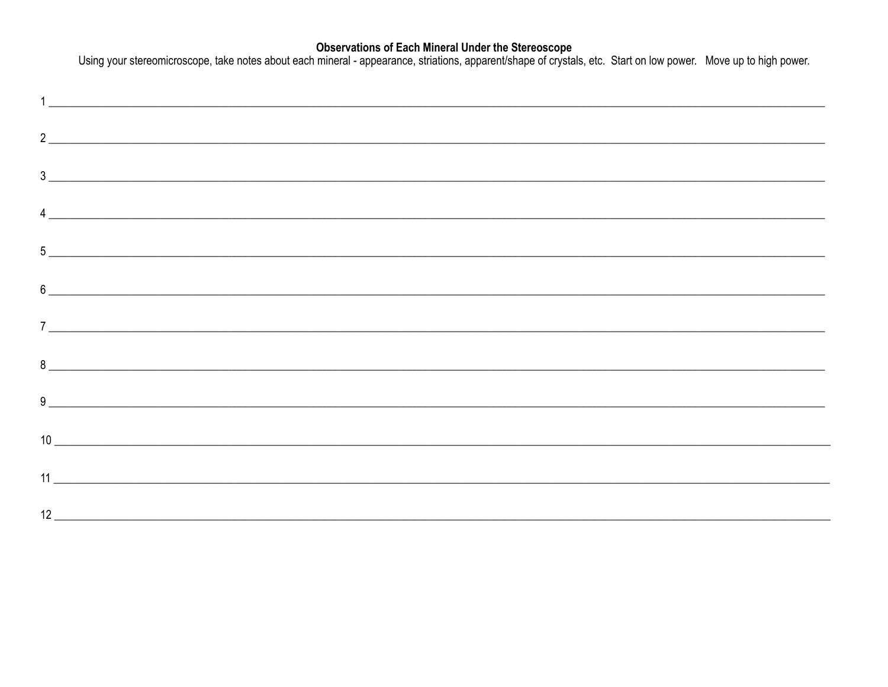**Observations of Each Mineral Under the Stereoscope**

Using your stereomicroscope, take notes about each mineral - appearance, striations, apparent/shape of crystals, etc. Start on low power. Move up to high power.

1 ______________________________________________________________________________________________

2 ______________________________________________________________________________________________

3 ______________________________________________________________________________________________

4 ______________________________________________________________________________________________

5 ______________________________________________________________________________________________

6 ______________________________________________________________________________________________

7 ______________________________________________________________________________________________

8 ______________________________________________________________________________________________

9 ______________________________________________________________________________________________

10 _____________________________________________________________________________________________

11 _____________________________________________________________________________________________

12 _____________________________________________________________________________________________